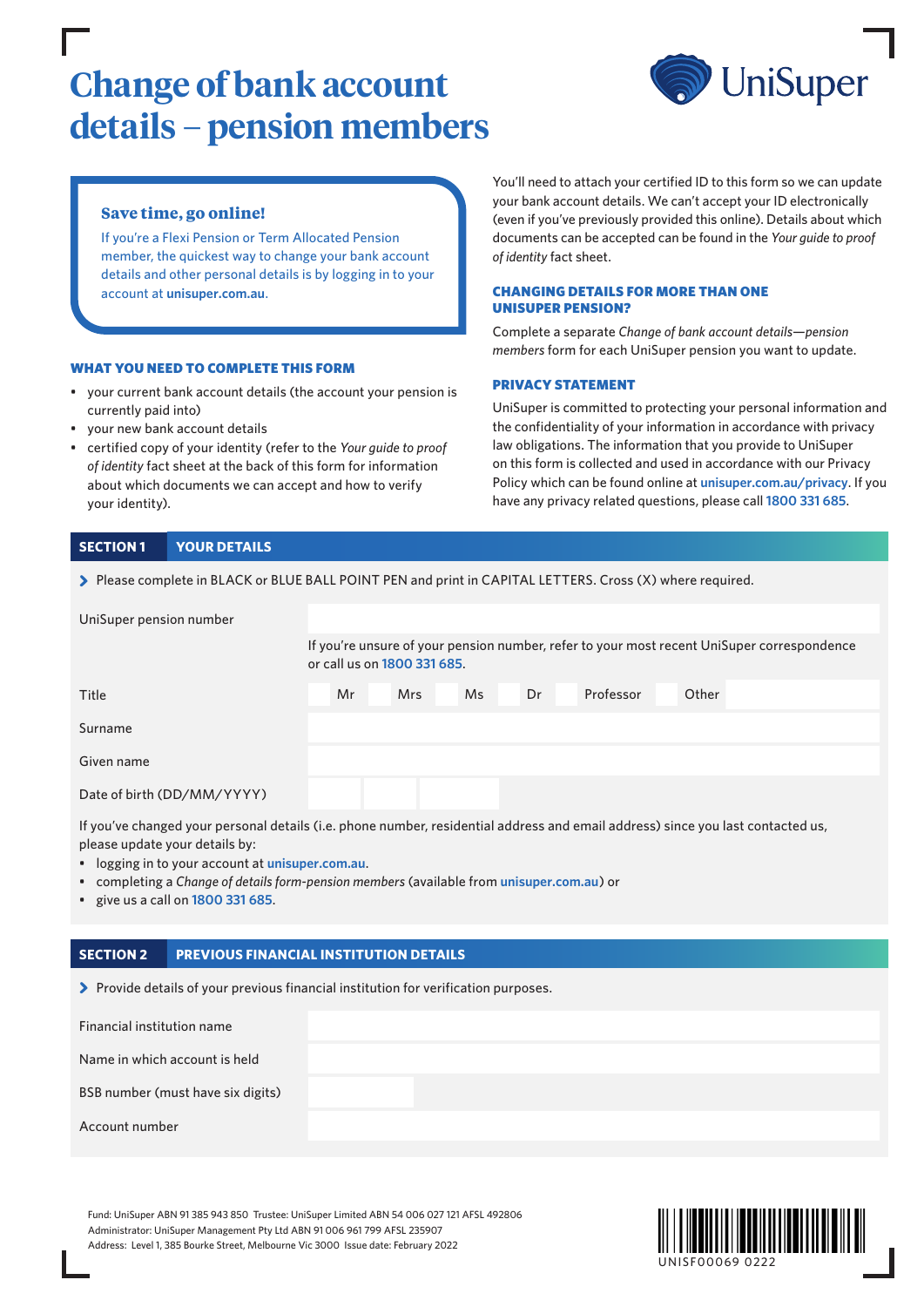# Change of bank account details – pension members

UniSuper

### Save time, go online!

If you're a Flexi Pension or Term Allocated Pension member, the quickest way to change your bank account details and other personal details is by logging in to your account at **unisuper.com.au**.

### WHAT YOU NEED TO COMPLETE THIS FORM

- your current bank account details (the account your pension is currently paid into)
- your new bank account details
- certified copy of your identity (refer to the *Your guide to proof of identity* fact sheet at the back of this form for information about which documents we can accept and how to verify your identity).

You'll need to attach your certified ID to this form so we can update your bank account details. We can't accept your ID electronically (even if you've previously provided this online). Details about which documents can be accepted can be found in the *Your guide to proof of identity* fact sheet.

### CHANGING DETAILS FOR MORE THAN ONE UNISUPER PENSION?

Complete a separate *Change of bank account details—pension members* form for each UniSuper pension you want to update.

### PRIVACY STATEMENT

UniSuper is committed to protecting your personal information and the confidentiality of your information in accordance with privacy law obligations. The information that you provide to UniSuper on this form is collected and used in accordance with our Privacy Policy which can be found online at **unisuper.com.au/privacy**. If you have any privacy related questions, please call **1800 331 685**.

## SECTION 1 YOUR DETAILS

> Please complete in BLACK or BLUE BALL POINT PEN and print in CAPITAL LETTERS. Cross (X) where required.

| | |
|---|---|
| UniSuper pension number | |
| | If you're unsure of your pension number, refer to your most recent UniSuper correspondence or call us on **1800 331 685**. |
| Title | ☐ Mr ☐ Mrs ☐ Ms ☐ Dr ☐ Professor ☐ Other |
| Surname | |
| Given name | |
| Date of birth (DD/MM/YYYY) | |

If you've changed your personal details (i.e. phone number, residential address and email address) since you last contacted us, please update your details by:

- logging in to your account at **unisuper.com.au**.
- completing a *Change of details form-pension members* (available from **unisuper.com.au**) or
- give us a call on **1800 331 685**.

## SECTION 2 PREVIOUS FINANCIAL INSTITUTION DETAILS

> Provide details of your previous financial institution for verification purposes.

| | |
|---|---|
| Financial institution name | |
| Name in which account is held | |
| BSB number (must have six digits) | |
| Account number | |

Fund: UniSuper ABN 91 385 943 850 Trustee: UniSuper Limited ABN 54 006 027 121 AFSL 492806
Administrator: UniSuper Management Pty Ltd ABN 91 006 961 799 AFSL 235907
Address: Level 1, 385 Bourke Street, Melbourne Vic 3000 Issue date: February 2022

UNISF00069 0222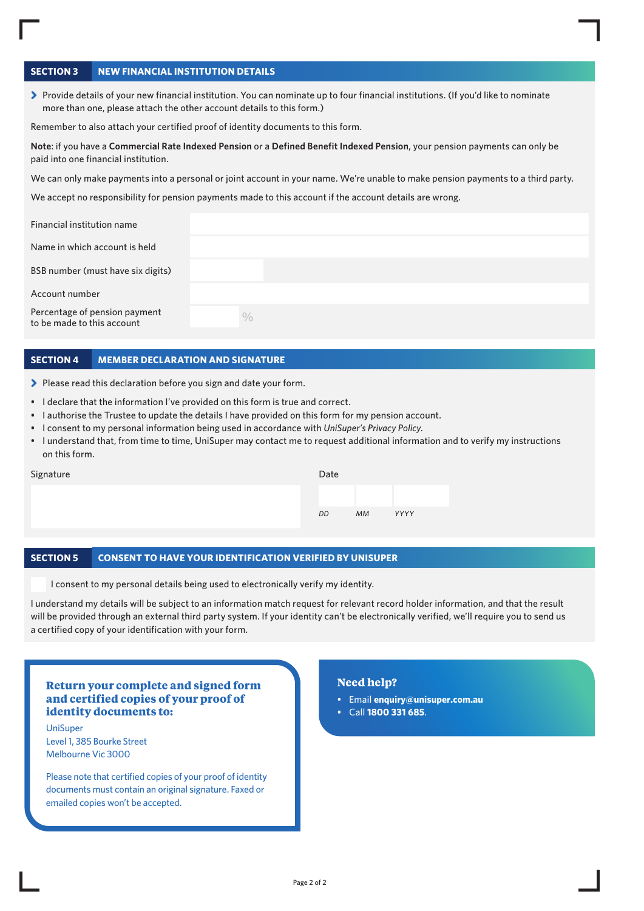## SECTION 3 NEW FINANCIAL INSTITUTION DETAILS

> Provide details of your new financial institution. You can nominate up to four financial institutions. (If you'd like to nominate more than one, please attach the other account details to this form.)

Remember to also attach your certified proof of identity documents to this form.

**Note**: if you have a **Commercial Rate Indexed Pension** or a **Defined Benefit Indexed Pension**, your pension payments can only be paid into one financial institution.

We can only make payments into a personal or joint account in your name. We're unable to make pension payments to a third party.

We accept no responsibility for pension payments made to this account if the account details are wrong.

| | |
|---|---|
| Financial institution name | |
| Name in which account is held | |
| BSB number (must have six digits) | |
| Account number | |
| Percentage of pension payment to be made to this account | % |

## SECTION 4 MEMBER DECLARATION AND SIGNATURE

> Please read this declaration before you sign and date your form.

- I declare that the information I've provided on this form is true and correct.
- I authorise the Trustee to update the details I have provided on this form for my pension account.
- I consent to my personal information being used in accordance with *UniSuper's Privacy Policy*.
- I understand that, from time to time, UniSuper may contact me to request additional information and to verify my instructions on this form.

Signature

Date

*DD* *MM* *YYYY*

## SECTION 5 CONSENT TO HAVE YOUR IDENTIFICATION VERIFIED BY UNISUPER

☐ I consent to my personal details being used to electronically verify my identity.

I understand my details will be subject to an information match request for relevant record holder information, and that the result will be provided through an external third party system. If your identity can't be electronically verified, we'll require you to send us a certified copy of your identification with your form.

### Return your complete and signed form and certified copies of your proof of identity documents to:

UniSuper  
Level 1, 385 Bourke Street  
Melbourne Vic 3000

Please note that certified copies of your proof of identity documents must contain an original signature. Faxed or emailed copies won't be accepted.

### Need help?

- Email **enquiry@unisuper.com.au**
- Call **1800 331 685**.